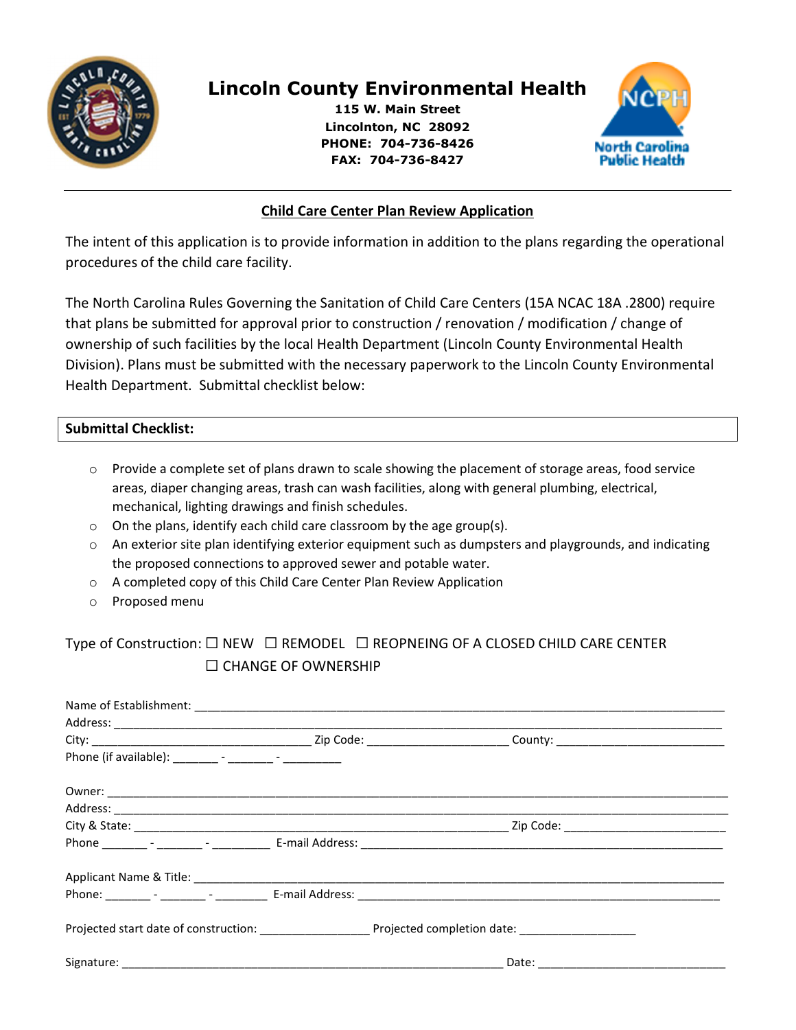# Lincoln County Environmental Health

**115 W. Main Street**
**Lincolnton, NC 28092**
**PHONE: 704-736-8426**
**FAX: 704-736-8427**

---

## Child Care Center Plan Review Application

The intent of this application is to provide information in addition to the plans regarding the operational procedures of the child care facility.

The North Carolina Rules Governing the Sanitation of Child Care Centers (15A NCAC 18A .2800) require that plans be submitted for approval prior to construction / renovation / modification / change of ownership of such facilities by the local Health Department (Lincoln County Environmental Health Division). Plans must be submitted with the necessary paperwork to the Lincoln County Environmental Health Department. Submittal checklist below:

**Submittal Checklist:**

- Provide a complete set of plans drawn to scale showing the placement of storage areas, food service areas, diaper changing areas, trash can wash facilities, along with general plumbing, electrical, mechanical, lighting drawings and finish schedules.
- On the plans, identify each child care classroom by the age group(s).
- An exterior site plan identifying exterior equipment such as dumpsters and playgrounds, and indicating the proposed connections to approved sewer and potable water.
- A completed copy of this Child Care Center Plan Review Application
- Proposed menu

Type of Construction: ☐ NEW ☐ REMODEL ☐ REOPNEING OF A CLOSED CHILD CARE CENTER ☐ CHANGE OF OWNERSHIP

Name of Establishment: ______________________________
Address: ______________________________
City: ________________ Zip Code: ____________ County: ________________
Phone (if available): _______ - _______ - _________

Owner: ______________________________
Address: ______________________________
City & State: ______________________________ Zip Code: ________________
Phone _______ - _______ - _________ E-mail Address: ______________________________

Applicant Name & Title: ______________________________
Phone: _______ - _______ - ________ E-mail Address: ______________________________

Projected start date of construction: ________________ Projected completion date: ________________

Signature: ______________________________ Date: ________________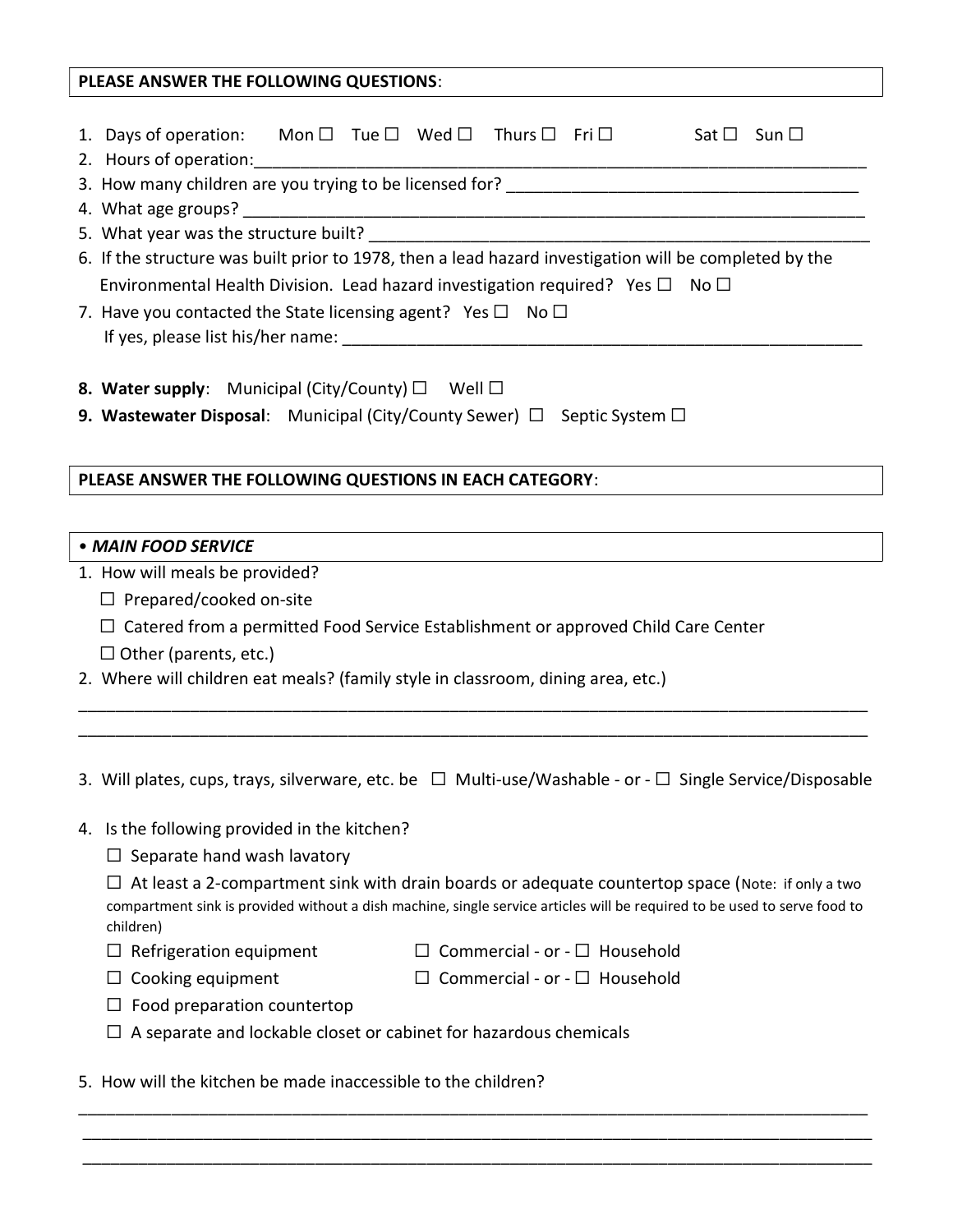**PLEASE ANSWER THE FOLLOWING QUESTIONS**:

1. Days of operation: Mon ☐ Tue ☐ Wed ☐ Thurs ☐ Fri ☐ Sat ☐ Sun ☐
2. Hours of operation:\_\_\_\_\_\_\_\_\_\_\_\_\_\_\_\_\_\_\_\_\_\_\_\_\_\_\_\_\_\_\_\_\_\_\_\_\_\_\_\_
3. How many children are you trying to be licensed for? \_\_\_\_\_\_\_\_\_\_\_\_\_\_\_\_\_\_\_\_\_\_\_\_\_\_\_\_
4. What age groups? \_\_\_\_\_\_\_\_\_\_\_\_\_\_\_\_\_\_\_\_\_\_\_\_\_\_\_\_\_\_\_\_\_\_\_\_\_\_\_\_
5. What year was the structure built? \_\_\_\_\_\_\_\_\_\_\_\_\_\_\_\_\_\_\_\_\_\_\_\_\_\_\_\_\_\_\_\_\_\_
6. If the structure was built prior to 1978, then a lead hazard investigation will be completed by the Environmental Health Division. Lead hazard investigation required? Yes ☐ No ☐
7. Have you contacted the State licensing agent? Yes ☐ No ☐
   If yes, please list his/her name: \_\_\_\_\_\_\_\_\_\_\_\_\_\_\_\_\_\_\_\_\_\_\_\_\_\_\_\_\_\_\_\_\_\_\_\_
8. **Water supply**: Municipal (City/County) ☐ Well ☐
9. **Wastewater Disposal**: Municipal (City/County Sewer) ☐ Septic System ☐

**PLEASE ANSWER THE FOLLOWING QUESTIONS IN EACH CATEGORY**:

• ***MAIN FOOD SERVICE***

1. How will meals be provided?
   - ☐ Prepared/cooked on-site
   - ☐ Catered from a permitted Food Service Establishment or approved Child Care Center
   - ☐ Other (parents, etc.)
2. Where will children eat meals? (family style in classroom, dining area, etc.)

\_\_\_\_\_\_\_\_\_\_\_\_\_\_\_\_\_\_\_\_\_\_\_\_\_\_\_\_\_\_\_\_\_\_\_\_\_\_\_\_\_\_\_\_\_\_\_\_\_\_\_\_\_\_\_\_\_\_\_\_\_\_\_\_\_\_
\_\_\_\_\_\_\_\_\_\_\_\_\_\_\_\_\_\_\_\_\_\_\_\_\_\_\_\_\_\_\_\_\_\_\_\_\_\_\_\_\_\_\_\_\_\_\_\_\_\_\_\_\_\_\_\_\_\_\_\_\_\_\_\_\_\_

3. Will plates, cups, trays, silverware, etc. be ☐ Multi-use/Washable - or - ☐ Single Service/Disposable

4. Is the following provided in the kitchen?
   - ☐ Separate hand wash lavatory
   - ☐ At least a 2-compartment sink with drain boards or adequate countertop space (Note: if only a two compartment sink is provided without a dish machine, single service articles will be required to be used to serve food to children)
   - ☐ Refrigeration equipment ☐ Commercial - or - ☐ Household
   - ☐ Cooking equipment ☐ Commercial - or - ☐ Household
   - ☐ Food preparation countertop
   - ☐ A separate and lockable closet or cabinet for hazardous chemicals

5. How will the kitchen be made inaccessible to the children?

\_\_\_\_\_\_\_\_\_\_\_\_\_\_\_\_\_\_\_\_\_\_\_\_\_\_\_\_\_\_\_\_\_\_\_\_\_\_\_\_\_\_\_\_\_\_\_\_\_\_\_\_\_\_\_\_\_\_\_\_\_\_\_\_\_\_
\_\_\_\_\_\_\_\_\_\_\_\_\_\_\_\_\_\_\_\_\_\_\_\_\_\_\_\_\_\_\_\_\_\_\_\_\_\_\_\_\_\_\_\_\_\_\_\_\_\_\_\_\_\_\_\_\_\_\_\_\_\_\_\_\_\_
\_\_\_\_\_\_\_\_\_\_\_\_\_\_\_\_\_\_\_\_\_\_\_\_\_\_\_\_\_\_\_\_\_\_\_\_\_\_\_\_\_\_\_\_\_\_\_\_\_\_\_\_\_\_\_\_\_\_\_\_\_\_\_\_\_\_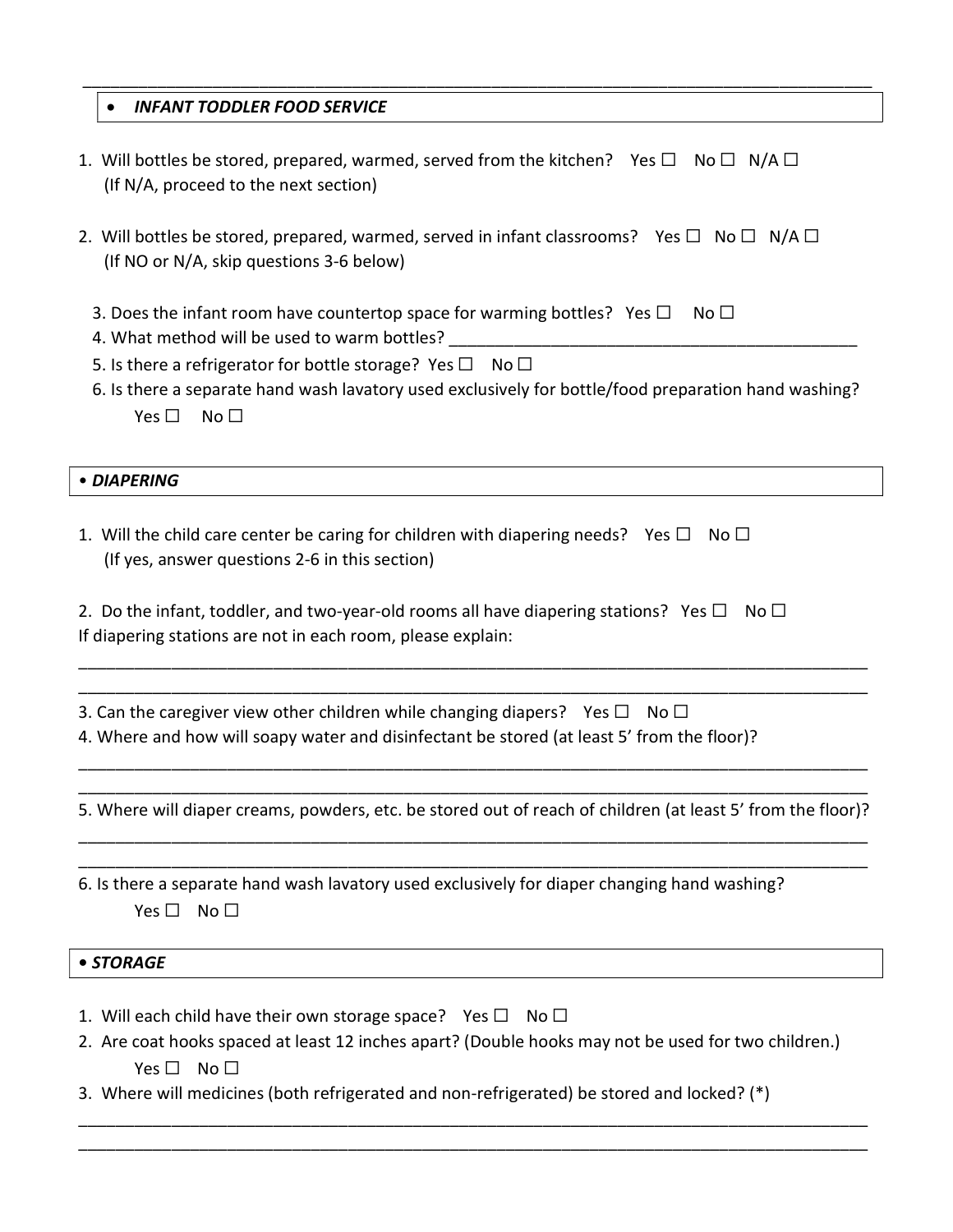---

## • *INFANT TODDLER FOOD SERVICE*

1. Will bottles be stored, prepared, warmed, served from the kitchen? Yes ☐ No ☐ N/A ☐
   (If N/A, proceed to the next section)

2. Will bottles be stored, prepared, warmed, served in infant classrooms? Yes ☐ No ☐ N/A ☐
   (If NO or N/A, skip questions 3-6 below)

   3. Does the infant room have countertop space for warming bottles? Yes ☐ No ☐
   4. What method will be used to warm bottles? ______________________________________________
   5. Is there a refrigerator for bottle storage? Yes ☐ No ☐
   6. Is there a separate hand wash lavatory used exclusively for bottle/food preparation hand washing?
      Yes ☐ No ☐

## • *DIAPERING*

1. Will the child care center be caring for children with diapering needs? Yes ☐ No ☐
   (If yes, answer questions 2-6 in this section)

2. Do the infant, toddler, and two-year-old rooms all have diapering stations? Yes ☐ No ☐
If diapering stations are not in each room, please explain:

___________________________________________________________________________________
___________________________________________________________________________________

3. Can the caregiver view other children while changing diapers? Yes ☐ No ☐
4. Where and how will soapy water and disinfectant be stored (at least 5' from the floor)?

___________________________________________________________________________________
___________________________________________________________________________________

5. Where will diaper creams, powders, etc. be stored out of reach of children (at least 5' from the floor)?

___________________________________________________________________________________
___________________________________________________________________________________

6. Is there a separate hand wash lavatory used exclusively for diaper changing hand washing?
   Yes ☐ No ☐

## • *STORAGE*

1. Will each child have their own storage space? Yes ☐ No ☐
2. Are coat hooks spaced at least 12 inches apart? (Double hooks may not be used for two children.)
   Yes ☐ No ☐
3. Where will medicines (both refrigerated and non-refrigerated) be stored and locked? (*)

___________________________________________________________________________________
___________________________________________________________________________________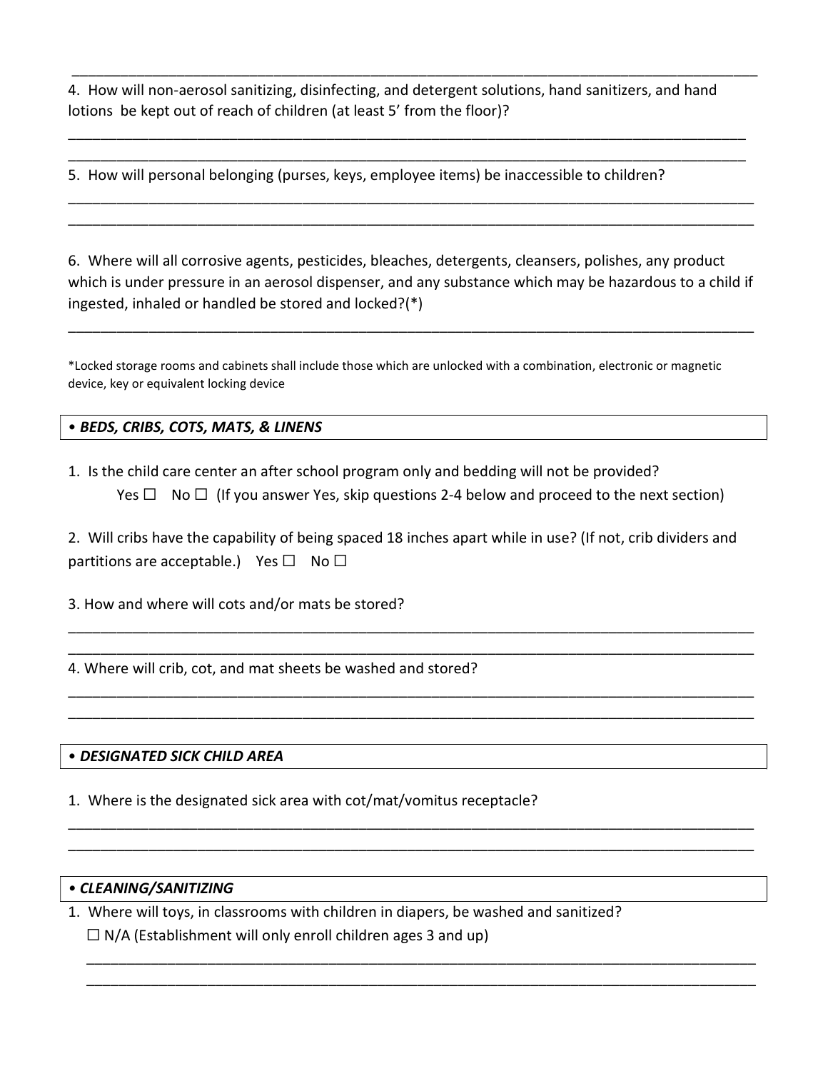\_\_\_\_\_\_\_\_\_\_\_\_\_\_\_\_\_\_\_\_\_\_\_\_\_\_\_\_\_\_\_\_\_\_\_\_\_\_\_\_\_\_\_\_\_\_\_\_\_\_\_\_\_\_\_\_\_\_\_\_\_\_\_\_\_\_\_\_\_\_\_\_\_\_\_\_\_\_

4. How will non-aerosol sanitizing, disinfecting, and detergent solutions, hand sanitizers, and hand lotions be kept out of reach of children (at least 5' from the floor)?

\_\_\_\_\_\_\_\_\_\_\_\_\_\_\_\_\_\_\_\_\_\_\_\_\_\_\_\_\_\_\_\_\_\_\_\_\_\_\_\_\_\_\_\_\_\_\_\_\_\_\_\_\_\_\_\_\_\_\_\_\_\_\_\_\_\_\_\_\_\_\_\_\_\_\_\_\_\_

\_\_\_\_\_\_\_\_\_\_\_\_\_\_\_\_\_\_\_\_\_\_\_\_\_\_\_\_\_\_\_\_\_\_\_\_\_\_\_\_\_\_\_\_\_\_\_\_\_\_\_\_\_\_\_\_\_\_\_\_\_\_\_\_\_\_\_\_\_\_\_\_\_\_\_\_\_\_

5. How will personal belonging (purses, keys, employee items) be inaccessible to children?

\_\_\_\_\_\_\_\_\_\_\_\_\_\_\_\_\_\_\_\_\_\_\_\_\_\_\_\_\_\_\_\_\_\_\_\_\_\_\_\_\_\_\_\_\_\_\_\_\_\_\_\_\_\_\_\_\_\_\_\_\_\_\_\_\_\_\_\_\_\_\_\_\_\_\_\_\_\_

\_\_\_\_\_\_\_\_\_\_\_\_\_\_\_\_\_\_\_\_\_\_\_\_\_\_\_\_\_\_\_\_\_\_\_\_\_\_\_\_\_\_\_\_\_\_\_\_\_\_\_\_\_\_\_\_\_\_\_\_\_\_\_\_\_\_\_\_\_\_\_\_\_\_\_\_\_\_

6. Where will all corrosive agents, pesticides, bleaches, detergents, cleansers, polishes, any product which is under pressure in an aerosol dispenser, and any substance which may be hazardous to a child if ingested, inhaled or handled be stored and locked?(*)

\_\_\_\_\_\_\_\_\_\_\_\_\_\_\_\_\_\_\_\_\_\_\_\_\_\_\_\_\_\_\_\_\_\_\_\_\_\_\_\_\_\_\_\_\_\_\_\_\_\_\_\_\_\_\_\_\_\_\_\_\_\_\_\_\_\_\_\_\_\_\_\_\_\_\_\_\_\_

*Locked storage rooms and cabinets shall include those which are unlocked with a combination, electronic or magnetic device, key or equivalent locking device

### • *BEDS, CRIBS, COTS, MATS, & LINENS*

1. Is the child care center an after school program only and bedding will not be provided?
   Yes ☐ No ☐ (If you answer Yes, skip questions 2-4 below and proceed to the next section)

2. Will cribs have the capability of being spaced 18 inches apart while in use? (If not, crib dividers and partitions are acceptable.) Yes ☐ No ☐

3. How and where will cots and/or mats be stored?

\_\_\_\_\_\_\_\_\_\_\_\_\_\_\_\_\_\_\_\_\_\_\_\_\_\_\_\_\_\_\_\_\_\_\_\_\_\_\_\_\_\_\_\_\_\_\_\_\_\_\_\_\_\_\_\_\_\_\_\_\_\_\_\_\_\_\_\_\_\_\_\_\_\_\_\_\_\_

\_\_\_\_\_\_\_\_\_\_\_\_\_\_\_\_\_\_\_\_\_\_\_\_\_\_\_\_\_\_\_\_\_\_\_\_\_\_\_\_\_\_\_\_\_\_\_\_\_\_\_\_\_\_\_\_\_\_\_\_\_\_\_\_\_\_\_\_\_\_\_\_\_\_\_\_\_\_

4. Where will crib, cot, and mat sheets be washed and stored?

\_\_\_\_\_\_\_\_\_\_\_\_\_\_\_\_\_\_\_\_\_\_\_\_\_\_\_\_\_\_\_\_\_\_\_\_\_\_\_\_\_\_\_\_\_\_\_\_\_\_\_\_\_\_\_\_\_\_\_\_\_\_\_\_\_\_\_\_\_\_\_\_\_\_\_\_\_\_

\_\_\_\_\_\_\_\_\_\_\_\_\_\_\_\_\_\_\_\_\_\_\_\_\_\_\_\_\_\_\_\_\_\_\_\_\_\_\_\_\_\_\_\_\_\_\_\_\_\_\_\_\_\_\_\_\_\_\_\_\_\_\_\_\_\_\_\_\_\_\_\_\_\_\_\_\_\_

### • *DESIGNATED SICK CHILD AREA*

1. Where is the designated sick area with cot/mat/vomitus receptacle?

\_\_\_\_\_\_\_\_\_\_\_\_\_\_\_\_\_\_\_\_\_\_\_\_\_\_\_\_\_\_\_\_\_\_\_\_\_\_\_\_\_\_\_\_\_\_\_\_\_\_\_\_\_\_\_\_\_\_\_\_\_\_\_\_\_\_\_\_\_\_\_\_\_\_\_\_\_\_

\_\_\_\_\_\_\_\_\_\_\_\_\_\_\_\_\_\_\_\_\_\_\_\_\_\_\_\_\_\_\_\_\_\_\_\_\_\_\_\_\_\_\_\_\_\_\_\_\_\_\_\_\_\_\_\_\_\_\_\_\_\_\_\_\_\_\_\_\_\_\_\_\_\_\_\_\_\_

### • *CLEANING/SANITIZING*

1. Where will toys, in classrooms with children in diapers, be washed and sanitized?
   ☐ N/A (Establishment will only enroll children ages 3 and up)

\_\_\_\_\_\_\_\_\_\_\_\_\_\_\_\_\_\_\_\_\_\_\_\_\_\_\_\_\_\_\_\_\_\_\_\_\_\_\_\_\_\_\_\_\_\_\_\_\_\_\_\_\_\_\_\_\_\_\_\_\_\_\_\_\_\_\_\_\_\_\_\_\_\_\_\_\_\_

\_\_\_\_\_\_\_\_\_\_\_\_\_\_\_\_\_\_\_\_\_\_\_\_\_\_\_\_\_\_\_\_\_\_\_\_\_\_\_\_\_\_\_\_\_\_\_\_\_\_\_\_\_\_\_\_\_\_\_\_\_\_\_\_\_\_\_\_\_\_\_\_\_\_\_\_\_\_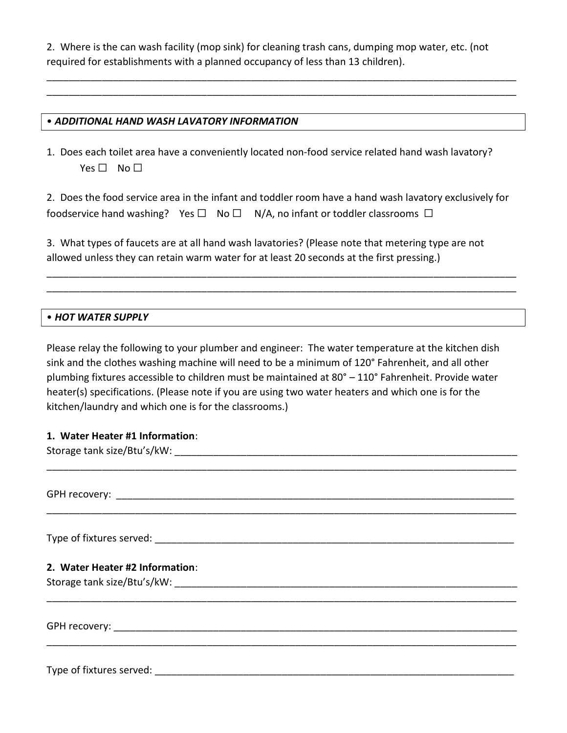2. Where is the can wash facility (mop sink) for cleaning trash cans, dumping mop water, etc. (not required for establishments with a planned occupancy of less than 13 children).

______________________________________________________________________________________
______________________________________________________________________________________

### • *ADDITIONAL HAND WASH LAVATORY INFORMATION*

1. Does each toilet area have a conveniently located non-food service related hand wash lavatory?
   Yes ☐  No ☐

2. Does the food service area in the infant and toddler room have a hand wash lavatory exclusively for foodservice hand washing?  Yes ☐  No ☐  N/A, no infant or toddler classrooms ☐

3. What types of faucets are at all hand wash lavatories? (Please note that metering type are not allowed unless they can retain warm water for at least 20 seconds at the first pressing.)

______________________________________________________________________________________
______________________________________________________________________________________

### • *HOT WATER SUPPLY*

Please relay the following to your plumber and engineer: The water temperature at the kitchen dish sink and the clothes washing machine will need to be a minimum of 120° Fahrenheit, and all other plumbing fixtures accessible to children must be maintained at 80° – 110° Fahrenheit. Provide water heater(s) specifications. (Please note if you are using two water heaters and which one is for the kitchen/laundry and which one is for the classrooms.)

**1. Water Heater #1 Information**:

Storage tank size/Btu's/kW: ________________________________________________________________
______________________________________________________________________________________

GPH recovery: ______________________________________________________________________
______________________________________________________________________________________

Type of fixtures served: _______________________________________________________________

**2. Water Heater #2 Information**:

Storage tank size/Btu's/kW: ________________________________________________________________
______________________________________________________________________________________

GPH recovery: ______________________________________________________________________
______________________________________________________________________________________

Type of fixtures served: _______________________________________________________________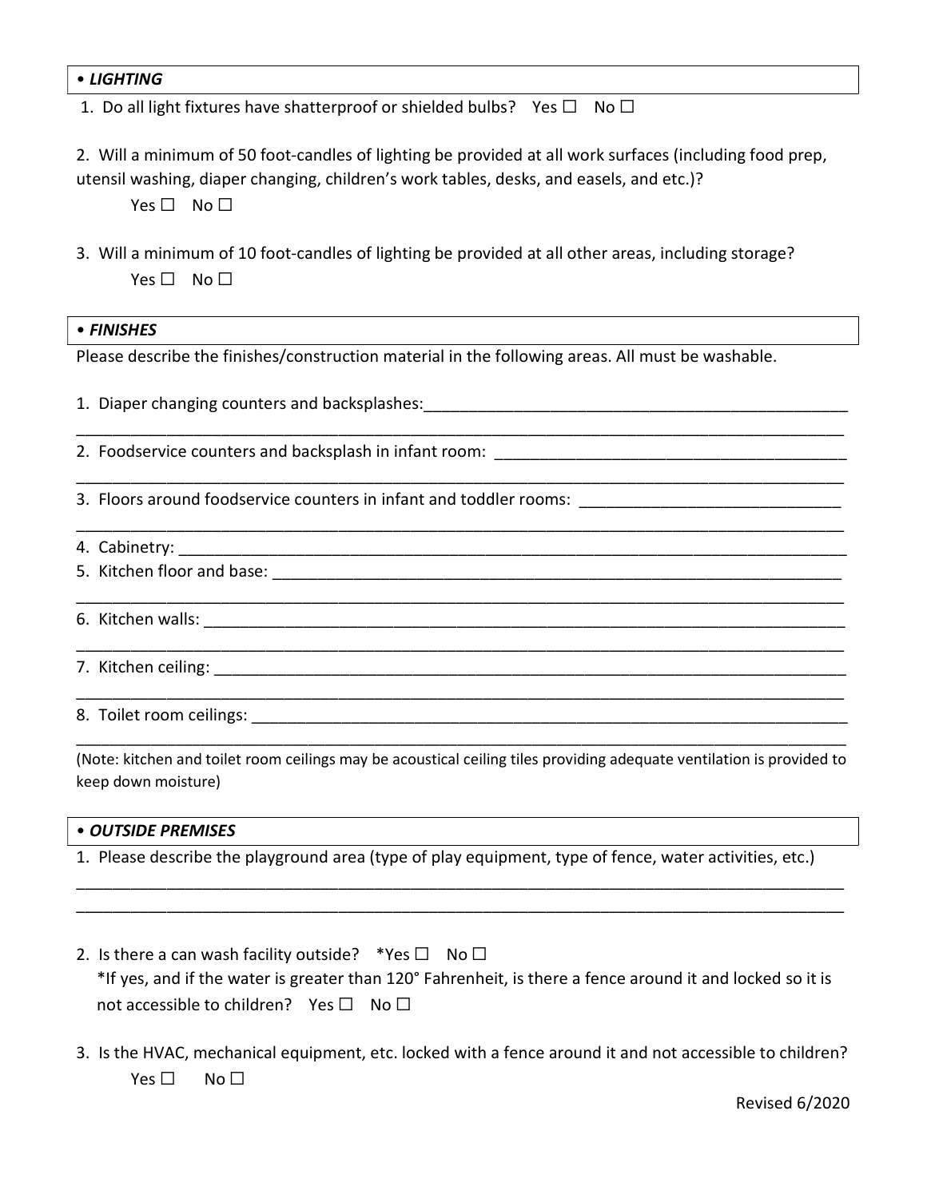**• *LIGHTING***

1. Do all light fixtures have shatterproof or shielded bulbs? Yes ☐ No ☐

2. Will a minimum of 50 foot-candles of lighting be provided at all work surfaces (including food prep, utensil washing, diaper changing, children's work tables, desks, and easels, and etc.)?
   Yes ☐ No ☐

3. Will a minimum of 10 foot-candles of lighting be provided at all other areas, including storage?
   Yes ☐ No ☐

**• *FINISHES***

Please describe the finishes/construction material in the following areas. All must be washable.

1. Diaper changing counters and backsplashes:_______________________________________________
______________________________________________________________________________________
2. Foodservice counters and backsplash in infant room: _________________________________________
______________________________________________________________________________________
3. Floors around foodservice counters in infant and toddler rooms: ____________________________
______________________________________________________________________________________
4. Cabinetry: ___________________________________________________________________________
5. Kitchen floor and base: _________________________________________________________________
______________________________________________________________________________________
6. Kitchen walls: _______________________________________________________________________
______________________________________________________________________________________
7. Kitchen ceiling: _______________________________________________________________________
______________________________________________________________________________________
8. Toilet room ceilings: ___________________________________________________________________
______________________________________________________________________________________

(Note: kitchen and toilet room ceilings may be acoustical ceiling tiles providing adequate ventilation is provided to keep down moisture)

**• *OUTSIDE PREMISES***

1. Please describe the playground area (type of play equipment, type of fence, water activities, etc.)
______________________________________________________________________________________
______________________________________________________________________________________

2. Is there a can wash facility outside? *Yes ☐ No ☐
   *If yes, and if the water is greater than 120° Fahrenheit, is there a fence around it and locked so it is not accessible to children? Yes ☐ No ☐

3. Is the HVAC, mechanical equipment, etc. locked with a fence around it and not accessible to children?
   Yes ☐ No ☐

Revised 6/2020